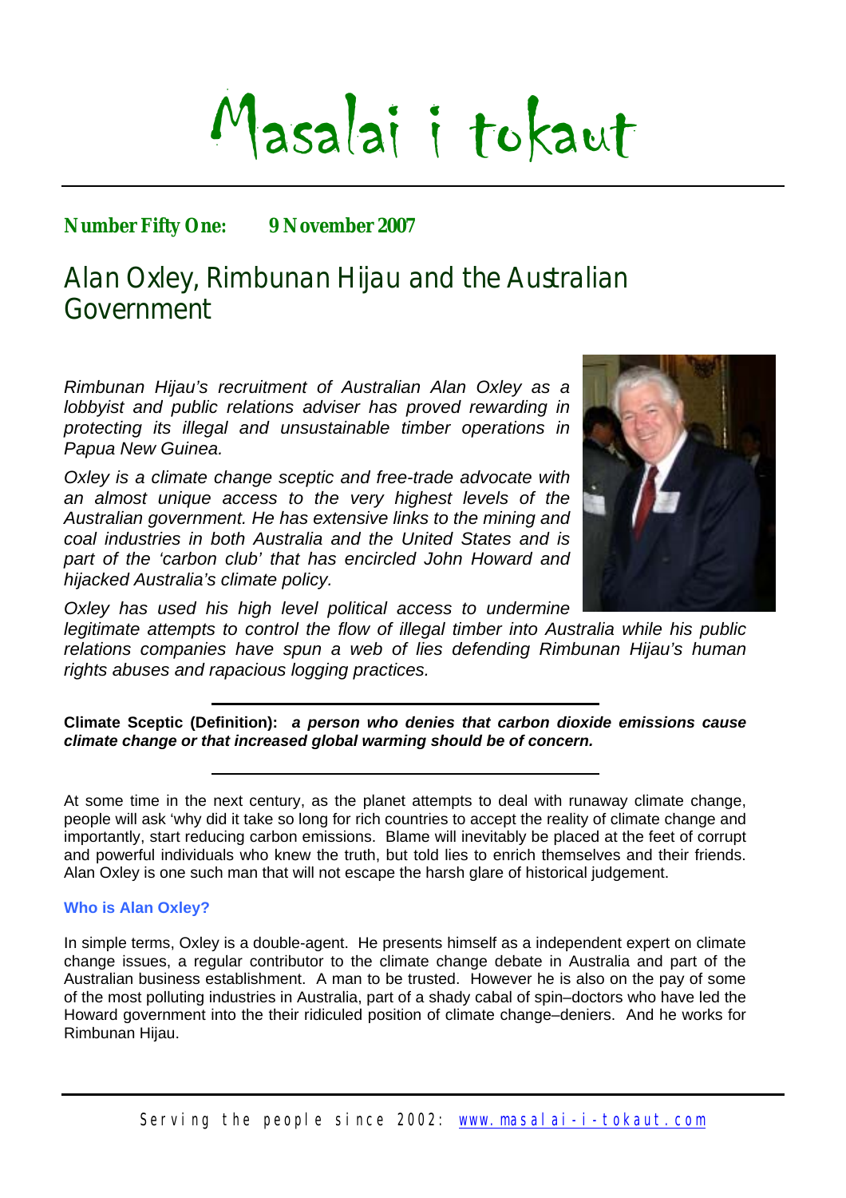# Masalai i tokaut

**Number Fifty One: 9 November 2007**

## Alan Oxley, Rimbunan Hijau and the Australian Government

*Rimbunan Hijau's recruitment of Australian Alan Oxley as a lobbyist and public relations adviser has proved rewarding in protecting its illegal and unsustainable timber operations in Papua New Guinea.*

*Oxley is a climate change sceptic and free-trade advocate with an almost unique access to the very highest levels of the Australian government. He has extensive links to the mining and coal industries in both Australia and the United States and is part of the 'carbon club' that has encircled John Howard and hijacked Australia's climate policy.*

*Oxley has used his high level political access to undermine legitimate attempts to control the flow of illegal timber into Australia while his public relations companies have spun a web of lies defending Rimbunan Hijau's human rights abuses and rapacious logging practices.*

---

**Climate Sceptic (Definition):** ***a person who denies that carbon dioxide emissions cause climate change or that increased global warming should be of concern.***

---

At some time in the next century, as the planet attempts to deal with runaway climate change, people will ask 'why did it take so long for rich countries to accept the reality of climate change and importantly, start reducing carbon emissions. Blame will inevitably be placed at the feet of corrupt and powerful individuals who knew the truth, but told lies to enrich themselves and their friends. Alan Oxley is one such man that will not escape the harsh glare of historical judgement.

### Who is Alan Oxley?

In simple terms, Oxley is a double-agent. He presents himself as a independent expert on climate change issues, a regular contributor to the climate change debate in Australia and part of the Australian business establishment. A man to be trusted. However he is also on the pay of some of the most polluting industries in Australia, part of a shady cabal of spin–doctors who have led the Howard government into the their ridiculed position of climate change–deniers. And he works for Rimbunan Hijau.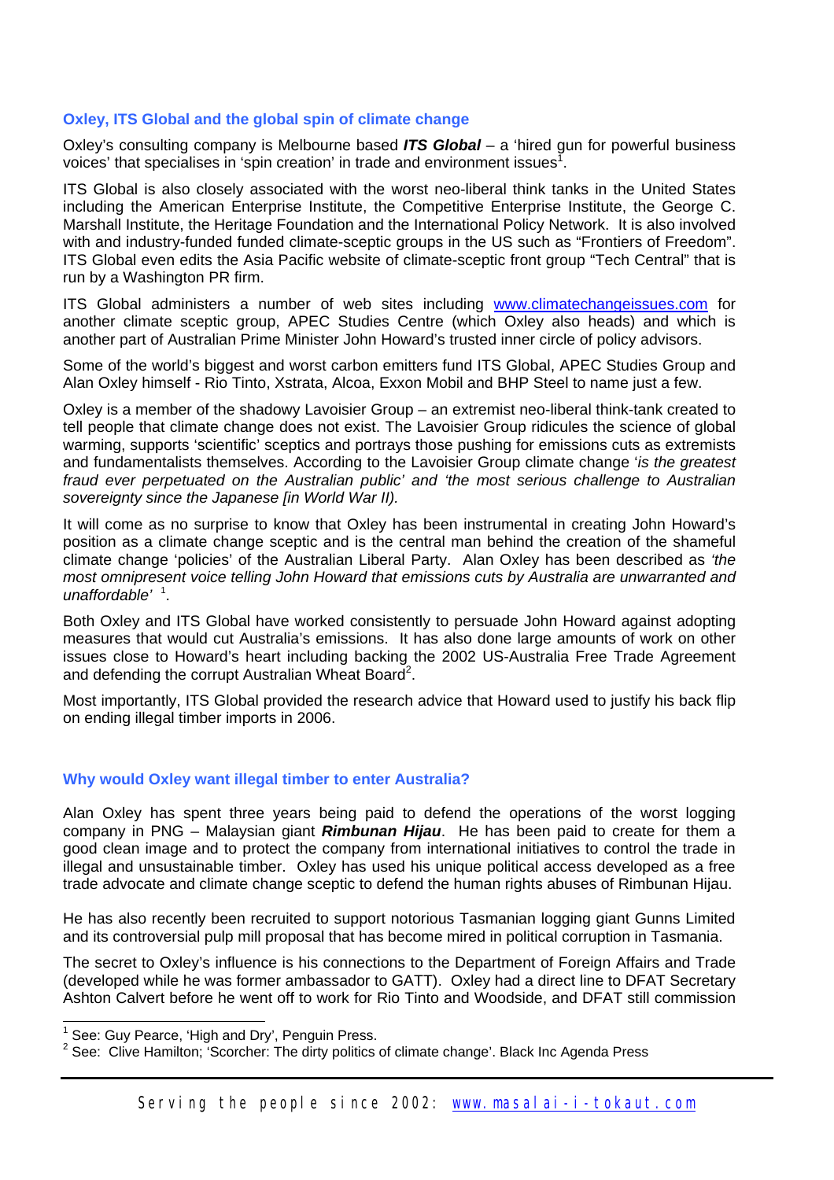### Oxley, ITS Global and the global spin of climate change

Oxley's consulting company is Melbourne based ***ITS Global*** – a 'hired gun for powerful business voices' that specialises in 'spin creation' in trade and environment issues[1].

ITS Global is also closely associated with the worst neo-liberal think tanks in the United States including the American Enterprise Institute, the Competitive Enterprise Institute, the George C. Marshall Institute, the Heritage Foundation and the International Policy Network. It is also involved with and industry-funded funded climate-sceptic groups in the US such as "Frontiers of Freedom". ITS Global even edits the Asia Pacific website of climate-sceptic front group "Tech Central" that is run by a Washington PR firm.

ITS Global administers a number of web sites including www.climatechangeissues.com for another climate sceptic group, APEC Studies Centre (which Oxley also heads) and which is another part of Australian Prime Minister John Howard's trusted inner circle of policy advisors.

Some of the world's biggest and worst carbon emitters fund ITS Global, APEC Studies Group and Alan Oxley himself - Rio Tinto, Xstrata, Alcoa, Exxon Mobil and BHP Steel to name just a few.

Oxley is a member of the shadowy Lavoisier Group – an extremist neo-liberal think-tank created to tell people that climate change does not exist. The Lavoisier Group ridicules the science of global warming, supports 'scientific' sceptics and portrays those pushing for emissions cuts as extremists and fundamentalists themselves. According to the Lavoisier Group climate change '*is the greatest fraud ever perpetuated on the Australian public' and 'the most serious challenge to Australian sovereignty since the Japanese [in World War II).*

It will come as no surprise to know that Oxley has been instrumental in creating John Howard's position as a climate change sceptic and is the central man behind the creation of the shameful climate change 'policies' of the Australian Liberal Party. Alan Oxley has been described as *'the most omnipresent voice telling John Howard that emissions cuts by Australia are unwarranted and unaffordable'* [1].

Both Oxley and ITS Global have worked consistently to persuade John Howard against adopting measures that would cut Australia's emissions. It has also done large amounts of work on other issues close to Howard's heart including backing the 2002 US-Australia Free Trade Agreement and defending the corrupt Australian Wheat Board[2].

Most importantly, ITS Global provided the research advice that Howard used to justify his back flip on ending illegal timber imports in 2006.

### Why would Oxley want illegal timber to enter Australia?

Alan Oxley has spent three years being paid to defend the operations of the worst logging company in PNG – Malaysian giant ***Rimbunan Hijau***. He has been paid to create for them a good clean image and to protect the company from international initiatives to control the trade in illegal and unsustainable timber. Oxley has used his unique political access developed as a free trade advocate and climate change sceptic to defend the human rights abuses of Rimbunan Hijau.

He has also recently been recruited to support notorious Tasmanian logging giant Gunns Limited and its controversial pulp mill proposal that has become mired in political corruption in Tasmania.

The secret to Oxley's influence is his connections to the Department of Foreign Affairs and Trade (developed while he was former ambassador to GATT). Oxley had a direct line to DFAT Secretary Ashton Calvert before he went off to work for Rio Tinto and Woodside, and DFAT still commission

---

[1] See: Guy Pearce, 'High and Dry', Penguin Press.

[2] See: Clive Hamilton; 'Scorcher: The dirty politics of climate change'. Black Inc Agenda Press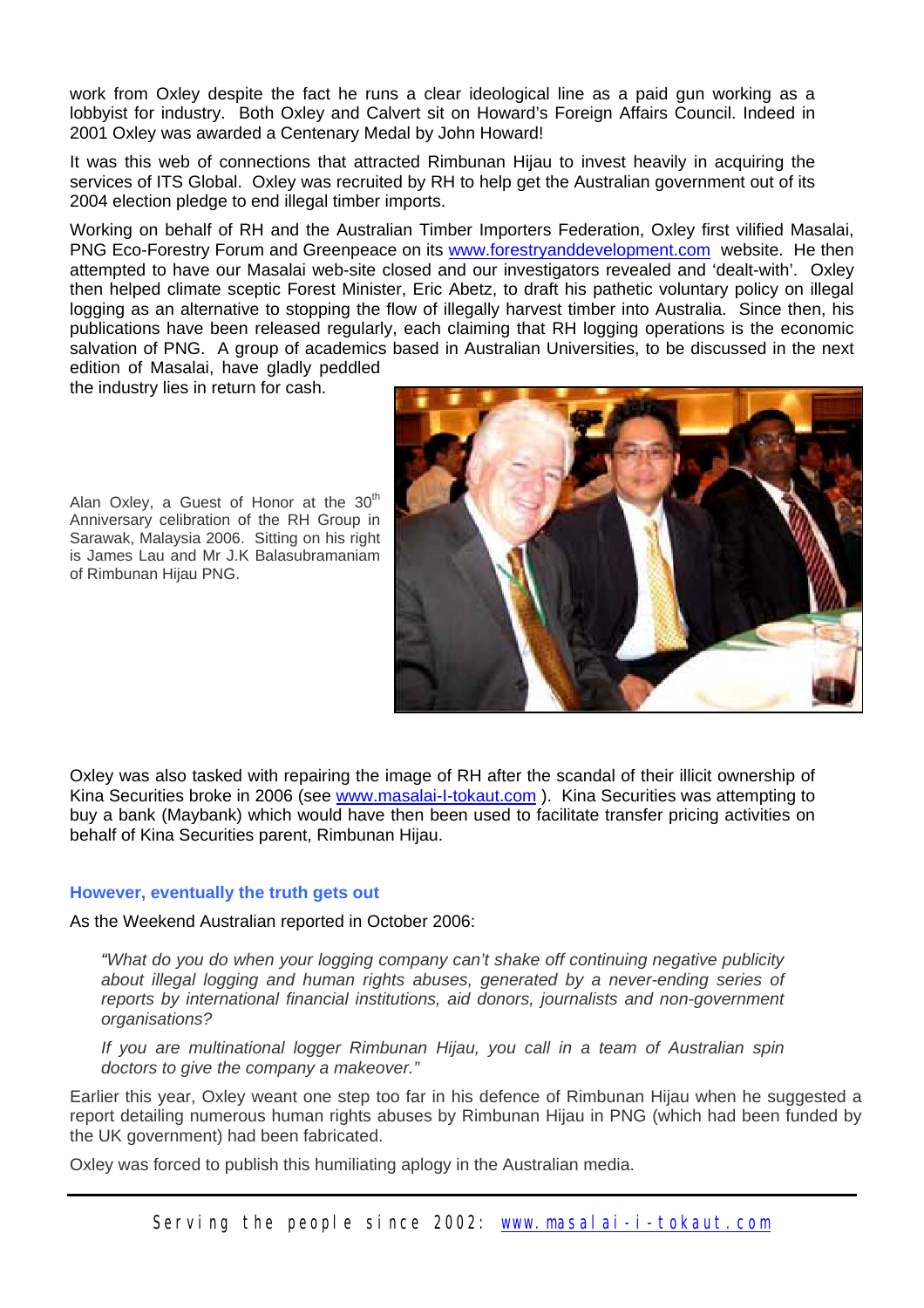work from Oxley despite the fact he runs a clear ideological line as a paid gun working as a lobbyist for industry. Both Oxley and Calvert sit on Howard's Foreign Affairs Council. Indeed in 2001 Oxley was awarded a Centenary Medal by John Howard!

It was this web of connections that attracted Rimbunan Hijau to invest heavily in acquiring the services of ITS Global. Oxley was recruited by RH to help get the Australian government out of its 2004 election pledge to end illegal timber imports.

Working on behalf of RH and the Australian Timber Importers Federation, Oxley first vilified Masalai, PNG Eco-Forestry Forum and Greenpeace on its www.forestryanddevelopment.com website. He then attempted to have our Masalai web-site closed and our investigators revealed and 'dealt-with'. Oxley then helped climate sceptic Forest Minister, Eric Abetz, to draft his pathetic voluntary policy on illegal logging as an alternative to stopping the flow of illegally harvest timber into Australia. Since then, his publications have been released regularly, each claiming that RH logging operations is the economic salvation of PNG. A group of academics based in Australian Universities, to be discussed in the next edition of Masalai, have gladly peddled the industry lies in return for cash.

Alan Oxley, a Guest of Honor at the 30th Anniversary celibration of the RH Group in Sarawak, Malaysia 2006. Sitting on his right is James Lau and Mr J.K Balasubramaniam of Rimbunan Hijau PNG.

Oxley was also tasked with repairing the image of RH after the scandal of their illicit ownership of Kina Securities broke in 2006 (see www.masalai-I-tokaut.com ). Kina Securities was attempting to buy a bank (Maybank) which would have then been used to facilitate transfer pricing activities on behalf of Kina Securities parent, Rimbunan Hijau.

### However, eventually the truth gets out

As the Weekend Australian reported in October 2006:

> *"What do you do when your logging company can't shake off continuing negative publicity about illegal logging and human rights abuses, generated by a never-ending series of reports by international financial institutions, aid donors, journalists and non-government organisations?*
>
> *If you are multinational logger Rimbunan Hijau, you call in a team of Australian spin doctors to give the company a makeover."*

Earlier this year, Oxley weant one step too far in his defence of Rimbunan Hijau when he suggested a report detailing numerous human rights abuses by Rimbunan Hijau in PNG (which had been funded by the UK government) had been fabricated.

Oxley was forced to publish this humiliating aplogy in the Australian media.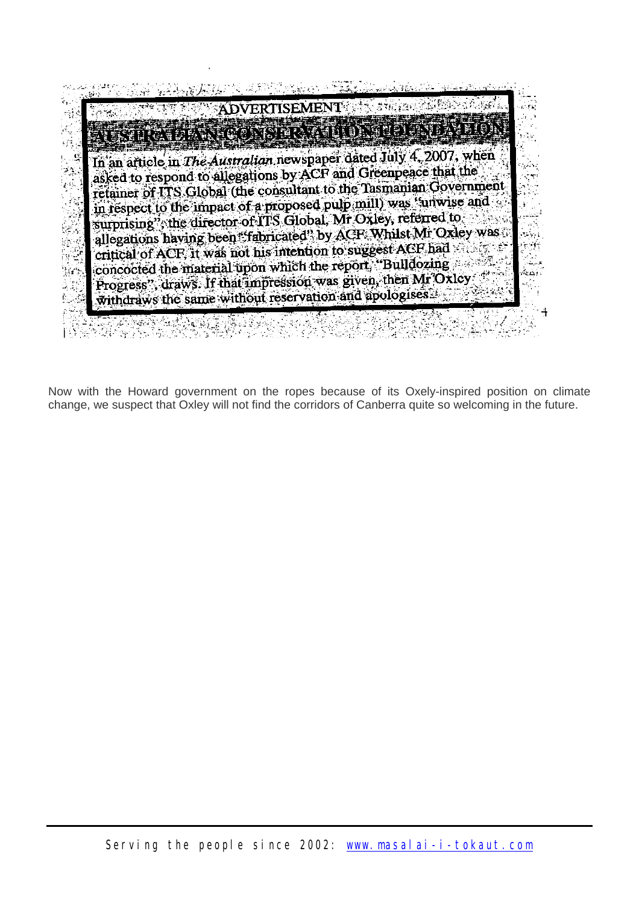**ADVERTISEMENT**

**AUSTRALIAN CONSERVATION FOUNDATION**

In an article in *The Australian* newspaper dated July 4, 2007, when asked to respond to allegations by ACF and Greenpeace that the retainer of ITS Global (the consultant to the Tasmanian Government in respect to the impact of a proposed pulp mill) was "unwise and surprising", the director of ITS Global, Mr Oxley, referred to allegations having been "fabricated" by ACF. Whilst Mr Oxley was critical of ACF, it was not his intention to suggest ACF had concocted the material upon which the report, "Bulldozing Progress", draws. If that impression was given, then Mr Oxley withdraws the same without reservation and apologises.

Now with the Howard government on the ropes because of its Oxely-inspired position on climate change, we suspect that Oxley will not find the corridors of Canberra quite so welcoming in the future.